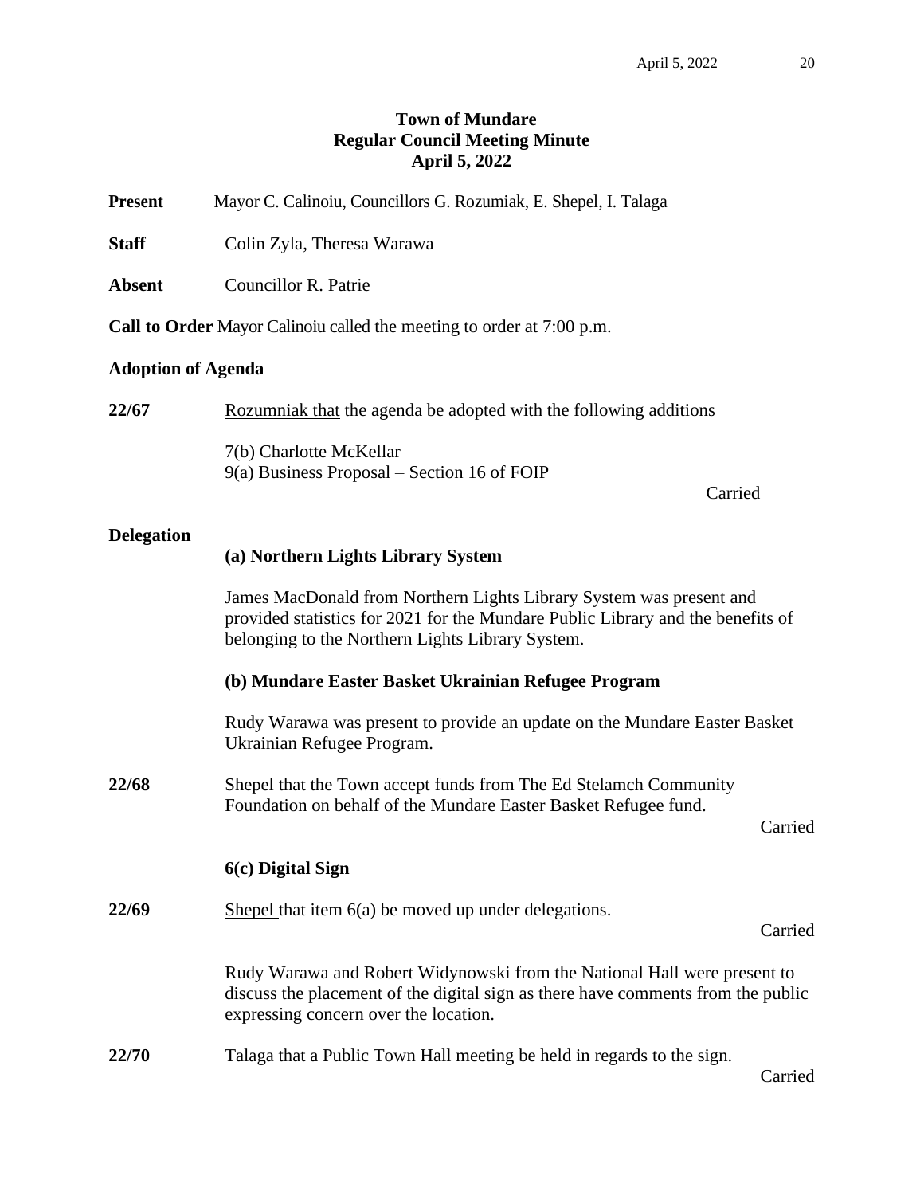# Town of Mundare
## Regular Council Meeting Minute
## April 5, 2022

**Present** Mayor C. Calinoiu, Councillors G. Rozumiak, E. Shepel, I. Talaga

**Staff** Colin Zyla, Theresa Warawa

**Absent** Councillor R. Patrie

**Call to Order** Mayor Calinoiu called the meeting to order at 7:00 p.m.

**Adoption of Agenda**

**22/67** Rozumniak that the agenda be adopted with the following additions

7(b) Charlotte McKellar
9(a) Business Proposal – Section 16 of FOIP

Carried

**Delegation**

**(a) Northern Lights Library System**

James MacDonald from Northern Lights Library System was present and provided statistics for 2021 for the Mundare Public Library and the benefits of belonging to the Northern Lights Library System.

**(b) Mundare Easter Basket Ukrainian Refugee Program**

Rudy Warawa was present to provide an update on the Mundare Easter Basket Ukrainian Refugee Program.

**22/68** Shepel that the Town accept funds from The Ed Stelamch Community Foundation on behalf of the Mundare Easter Basket Refugee fund.

Carried

**6(c) Digital Sign**

**22/69** Shepel that item 6(a) be moved up under delegations.

Carried

Rudy Warawa and Robert Widynowski from the National Hall were present to discuss the placement of the digital sign as there have comments from the public expressing concern over the location.

**22/70** Talaga that a Public Town Hall meeting be held in regards to the sign.

Carried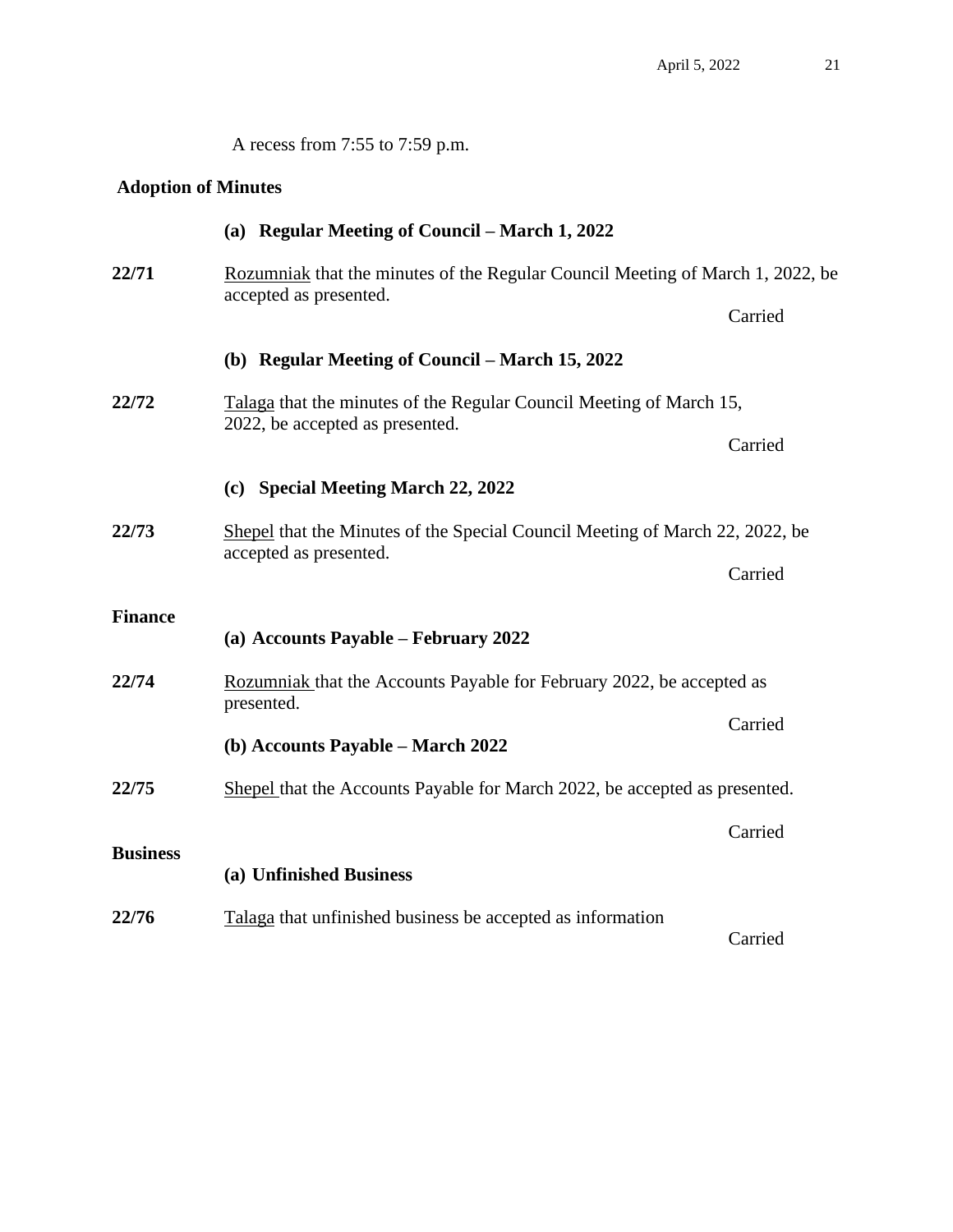A recess from 7:55 to 7:59 p.m.

**Adoption of Minutes**

**(a) Regular Meeting of Council – March 1, 2022**

**22/71** Rozumniak that the minutes of the Regular Council Meeting of March 1, 2022, be accepted as presented.

Carried

**(b) Regular Meeting of Council – March 15, 2022**

**22/72** Talaga that the minutes of the Regular Council Meeting of March 15, 2022, be accepted as presented.

Carried

**(c) Special Meeting March 22, 2022**

**22/73** Shepel that the Minutes of the Special Council Meeting of March 22, 2022, be accepted as presented.

Carried

**Finance**

**(a) Accounts Payable – February 2022**

**22/74** Rozumniak that the Accounts Payable for February 2022, be accepted as presented.

Carried

**(b) Accounts Payable – March 2022**

**22/75** Shepel that the Accounts Payable for March 2022, be accepted as presented.

Carried

**Business**

**(a) Unfinished Business**

**22/76** Talaga that unfinished business be accepted as information

Carried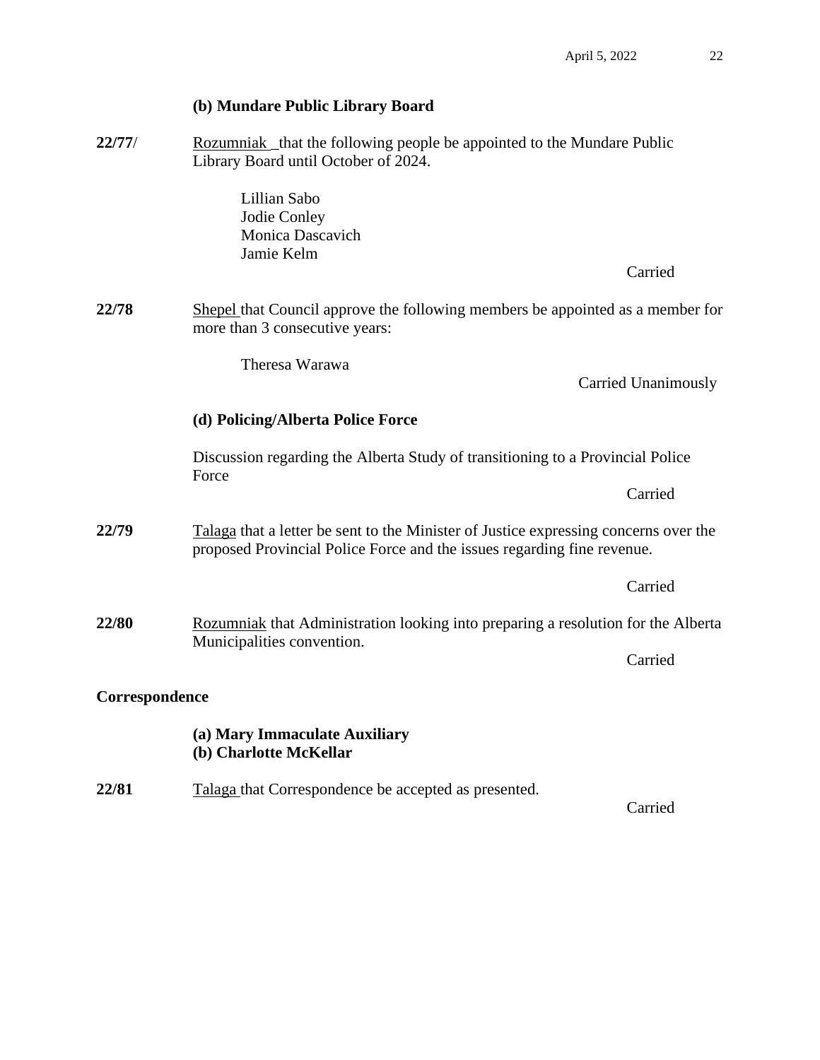**(b) Mundare Public Library Board**

**22/77/** Rozumniak that the following people be appointed to the Mundare Public Library Board until October of 2024.

Lillian Sabo
Jodie Conley
Monica Dascavich
Jamie Kelm

Carried

**22/78** Shepel that Council approve the following members be appointed as a member for more than 3 consecutive years:

Theresa Warawa

Carried Unanimously

**(d) Policing/Alberta Police Force**

Discussion regarding the Alberta Study of transitioning to a Provincial Police Force

Carried

**22/79** Talaga that a letter be sent to the Minister of Justice expressing concerns over the proposed Provincial Police Force and the issues regarding fine revenue.

Carried

**22/80** Rozumniak that Administration looking into preparing a resolution for the Alberta Municipalities convention.

Carried

**Correspondence**

**(a) Mary Immaculate Auxiliary**
**(b) Charlotte McKellar**

**22/81** Talaga that Correspondence be accepted as presented.

Carried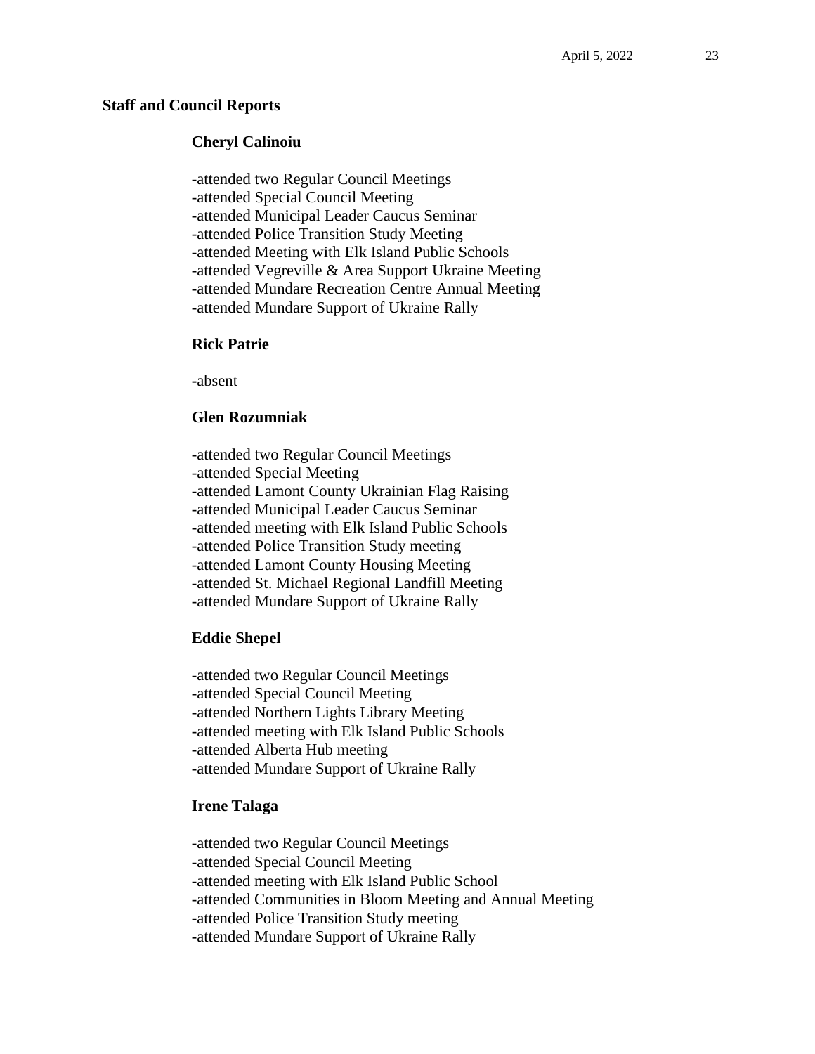**Staff and Council Reports**

**Cheryl Calinoiu**

-attended two Regular Council Meetings
-attended Special Council Meeting
-attended Municipal Leader Caucus Seminar
-attended Police Transition Study Meeting
-attended Meeting with Elk Island Public Schools
-attended Vegreville & Area Support Ukraine Meeting
-attended Mundare Recreation Centre Annual Meeting
-attended Mundare Support of Ukraine Rally

**Rick Patrie**

-absent

**Glen Rozumniak**

-attended two Regular Council Meetings
-attended Special Meeting
-attended Lamont County Ukrainian Flag Raising
-attended Municipal Leader Caucus Seminar
-attended meeting with Elk Island Public Schools
-attended Police Transition Study meeting
-attended Lamont County Housing Meeting
-attended St. Michael Regional Landfill Meeting
-attended Mundare Support of Ukraine Rally

**Eddie Shepel**

-attended two Regular Council Meetings
-attended Special Council Meeting
-attended Northern Lights Library Meeting
-attended meeting with Elk Island Public Schools
-attended Alberta Hub meeting
-attended Mundare Support of Ukraine Rally

**Irene Talaga**

-attended two Regular Council Meetings
-attended Special Council Meeting
-attended meeting with Elk Island Public School
-attended Communities in Bloom Meeting and Annual Meeting
-attended Police Transition Study meeting
-attended Mundare Support of Ukraine Rally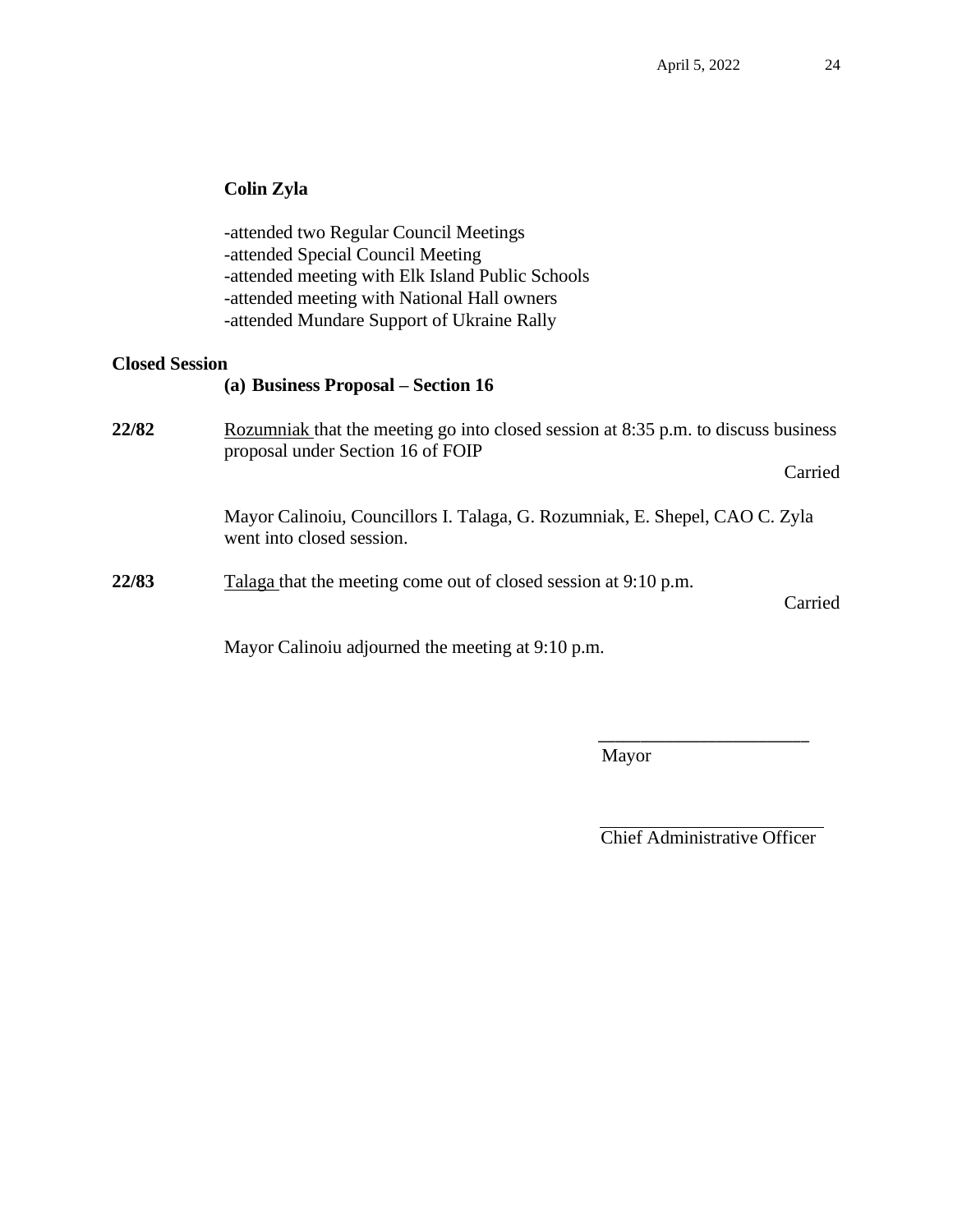**Colin Zyla**

-attended two Regular Council Meetings
-attended Special Council Meeting
-attended meeting with Elk Island Public Schools
-attended meeting with National Hall owners
-attended Mundare Support of Ukraine Rally

**Closed Session**

**(a) Business Proposal – Section 16**

**22/82** Rozumniak that the meeting go into closed session at 8:35 p.m. to discuss business proposal under Section 16 of FOIP

Carried

Mayor Calinoiu, Councillors I. Talaga, G. Rozumniak, E. Shepel, CAO C. Zyla went into closed session.

**22/83** Talaga that the meeting come out of closed session at 9:10 p.m.

Carried

Mayor Calinoiu adjourned the meeting at 9:10 p.m.

______________________
Mayor

______________________
Chief Administrative Officer